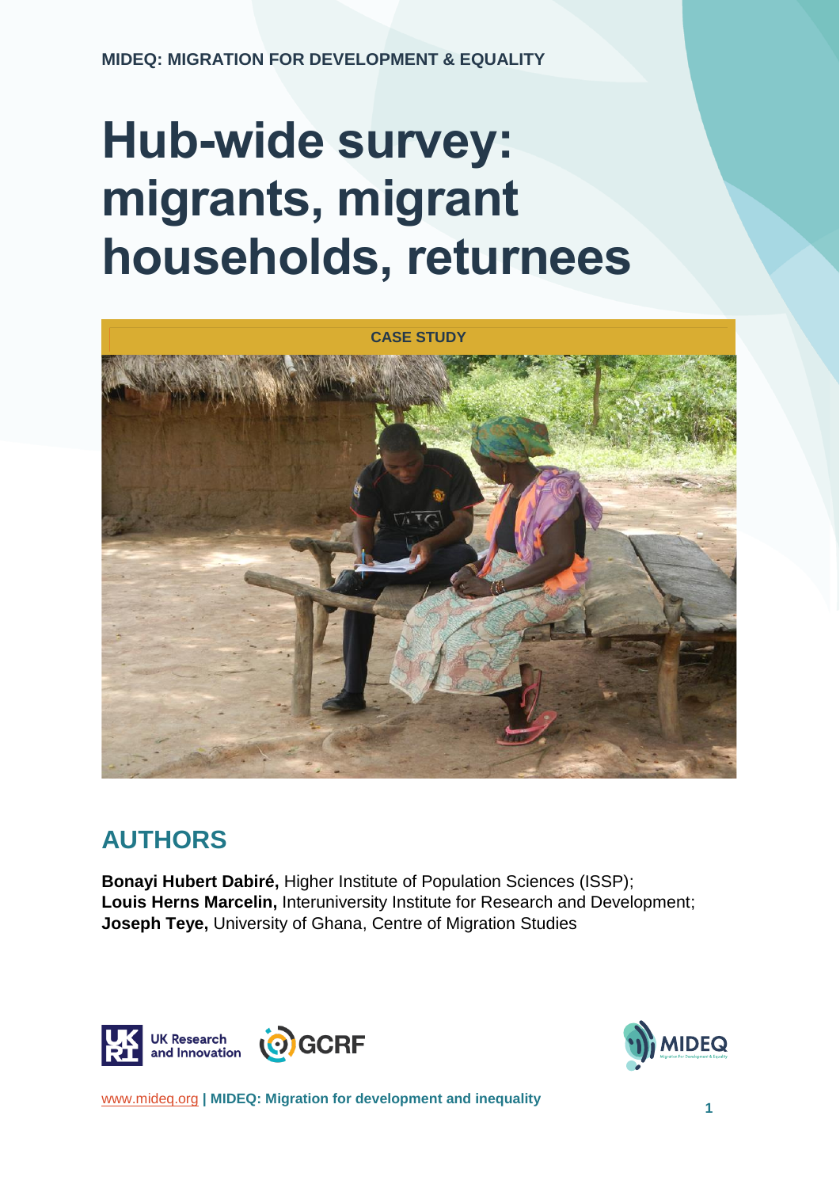MIDEQ: MIGRATION FOR DEVELOPMENT & EQUALITY

# Hub-wide survey: migrants, migrant households, returnees

CASE STUDY

## AUTHORS

**Bonayi Hubert Dabiré,** Higher Institute of Population Sciences (ISSP);
**Louis Herns Marcelin,** Interuniversity Institute for Research and Development;
**Joseph Teye,** University of Ghana, Centre of Migration Studies

www.mideq.org | **MIDEQ: Migration for development and inequality**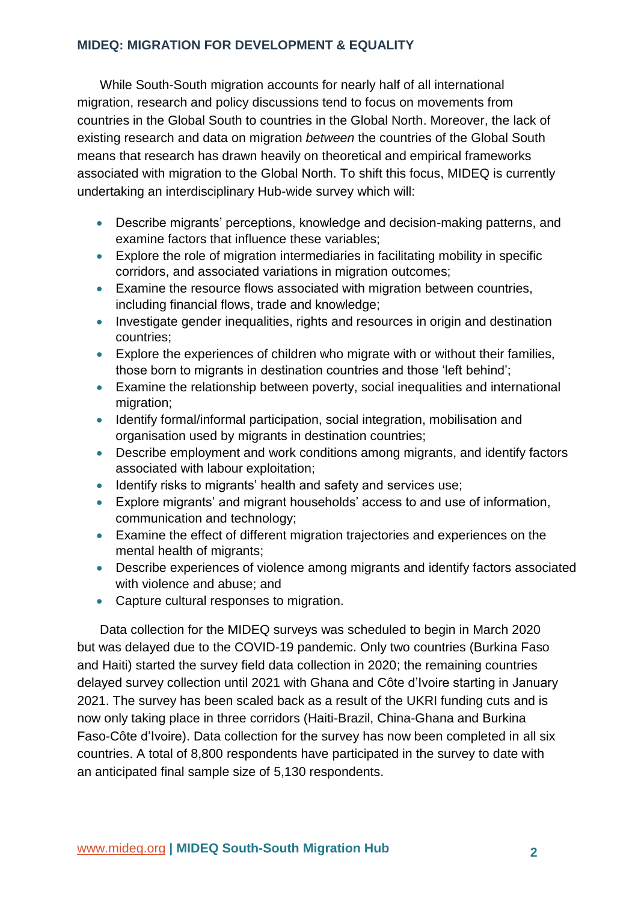While South-South migration accounts for nearly half of all international migration, research and policy discussions tend to focus on movements from countries in the Global South to countries in the Global North. Moreover, the lack of existing research and data on migration *between* the countries of the Global South means that research has drawn heavily on theoretical and empirical frameworks associated with migration to the Global North. To shift this focus, MIDEQ is currently undertaking an interdisciplinary Hub-wide survey which will:

- Describe migrants' perceptions, knowledge and decision-making patterns, and examine factors that influence these variables;
- Explore the role of migration intermediaries in facilitating mobility in specific corridors, and associated variations in migration outcomes;
- Examine the resource flows associated with migration between countries, including financial flows, trade and knowledge;
- Investigate gender inequalities, rights and resources in origin and destination countries;
- Explore the experiences of children who migrate with or without their families, those born to migrants in destination countries and those 'left behind';
- Examine the relationship between poverty, social inequalities and international migration;
- Identify formal/informal participation, social integration, mobilisation and organisation used by migrants in destination countries;
- Describe employment and work conditions among migrants, and identify factors associated with labour exploitation;
- Identify risks to migrants' health and safety and services use;
- Explore migrants' and migrant households' access to and use of information, communication and technology;
- Examine the effect of different migration trajectories and experiences on the mental health of migrants;
- Describe experiences of violence among migrants and identify factors associated with violence and abuse; and
- Capture cultural responses to migration.

Data collection for the MIDEQ surveys was scheduled to begin in March 2020 but was delayed due to the COVID-19 pandemic. Only two countries (Burkina Faso and Haiti) started the survey field data collection in 2020; the remaining countries delayed survey collection until 2021 with Ghana and Côte d'Ivoire starting in January 2021. The survey has been scaled back as a result of the UKRI funding cuts and is now only taking place in three corridors (Haiti-Brazil, China-Ghana and Burkina Faso-Côte d'Ivoire). Data collection for the survey has now been completed in all six countries. A total of 8,800 respondents have participated in the survey to date with an anticipated final sample size of 5,130 respondents.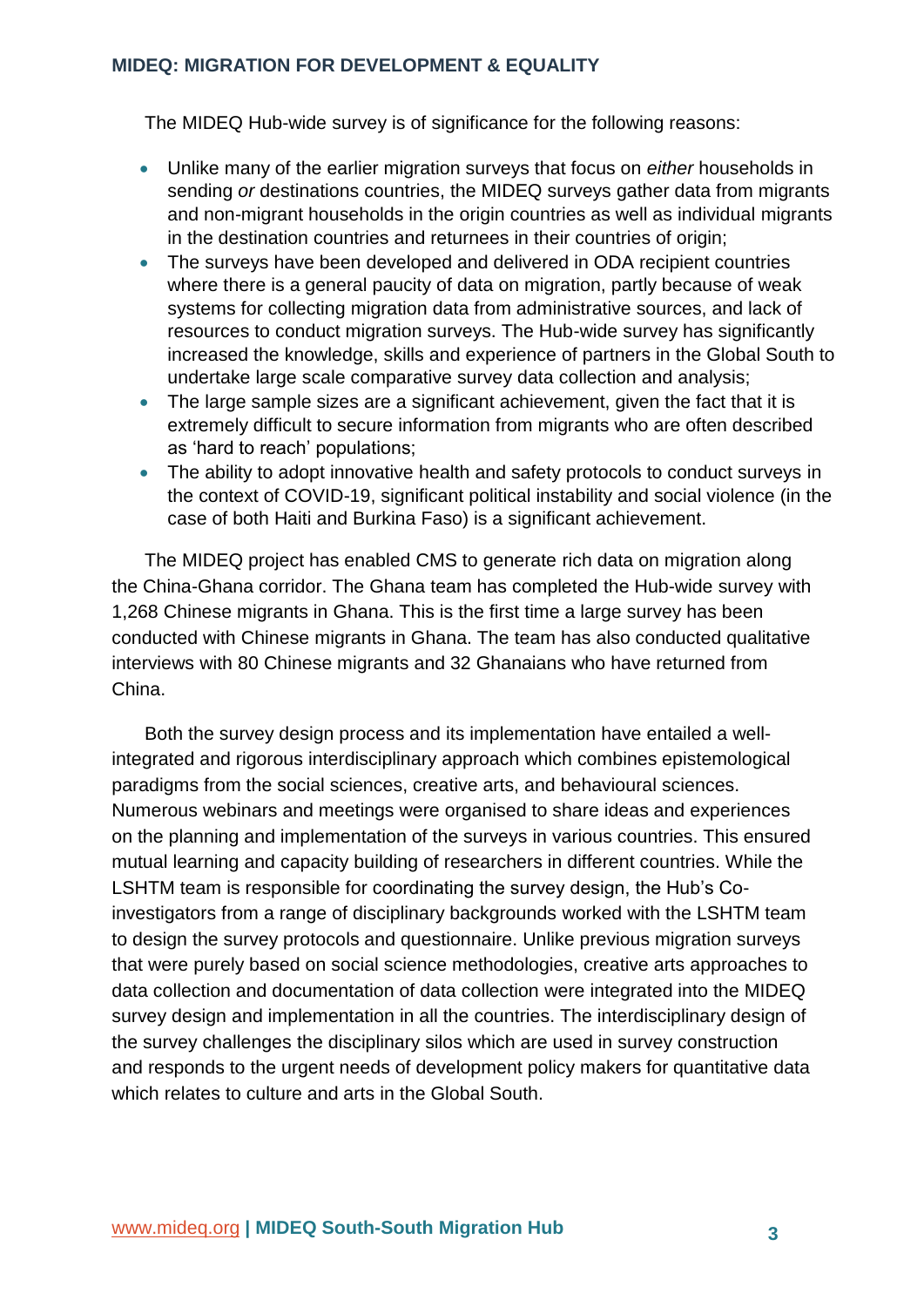The MIDEQ Hub-wide survey is of significance for the following reasons:

- Unlike many of the earlier migration surveys that focus on *either* households in sending *or* destinations countries, the MIDEQ surveys gather data from migrants and non-migrant households in the origin countries as well as individual migrants in the destination countries and returnees in their countries of origin;
- The surveys have been developed and delivered in ODA recipient countries where there is a general paucity of data on migration, partly because of weak systems for collecting migration data from administrative sources, and lack of resources to conduct migration surveys. The Hub-wide survey has significantly increased the knowledge, skills and experience of partners in the Global South to undertake large scale comparative survey data collection and analysis;
- The large sample sizes are a significant achievement, given the fact that it is extremely difficult to secure information from migrants who are often described as 'hard to reach' populations;
- The ability to adopt innovative health and safety protocols to conduct surveys in the context of COVID-19, significant political instability and social violence (in the case of both Haiti and Burkina Faso) is a significant achievement.

The MIDEQ project has enabled CMS to generate rich data on migration along the China-Ghana corridor. The Ghana team has completed the Hub-wide survey with 1,268 Chinese migrants in Ghana. This is the first time a large survey has been conducted with Chinese migrants in Ghana. The team has also conducted qualitative interviews with 80 Chinese migrants and 32 Ghanaians who have returned from China.

Both the survey design process and its implementation have entailed a well-integrated and rigorous interdisciplinary approach which combines epistemological paradigms from the social sciences, creative arts, and behavioural sciences. Numerous webinars and meetings were organised to share ideas and experiences on the planning and implementation of the surveys in various countries. This ensured mutual learning and capacity building of researchers in different countries. While the LSHTM team is responsible for coordinating the survey design, the Hub's Co-investigators from a range of disciplinary backgrounds worked with the LSHTM team to design the survey protocols and questionnaire. Unlike previous migration surveys that were purely based on social science methodologies, creative arts approaches to data collection and documentation of data collection were integrated into the MIDEQ survey design and implementation in all the countries. The interdisciplinary design of the survey challenges the disciplinary silos which are used in survey construction and responds to the urgent needs of development policy makers for quantitative data which relates to culture and arts in the Global South.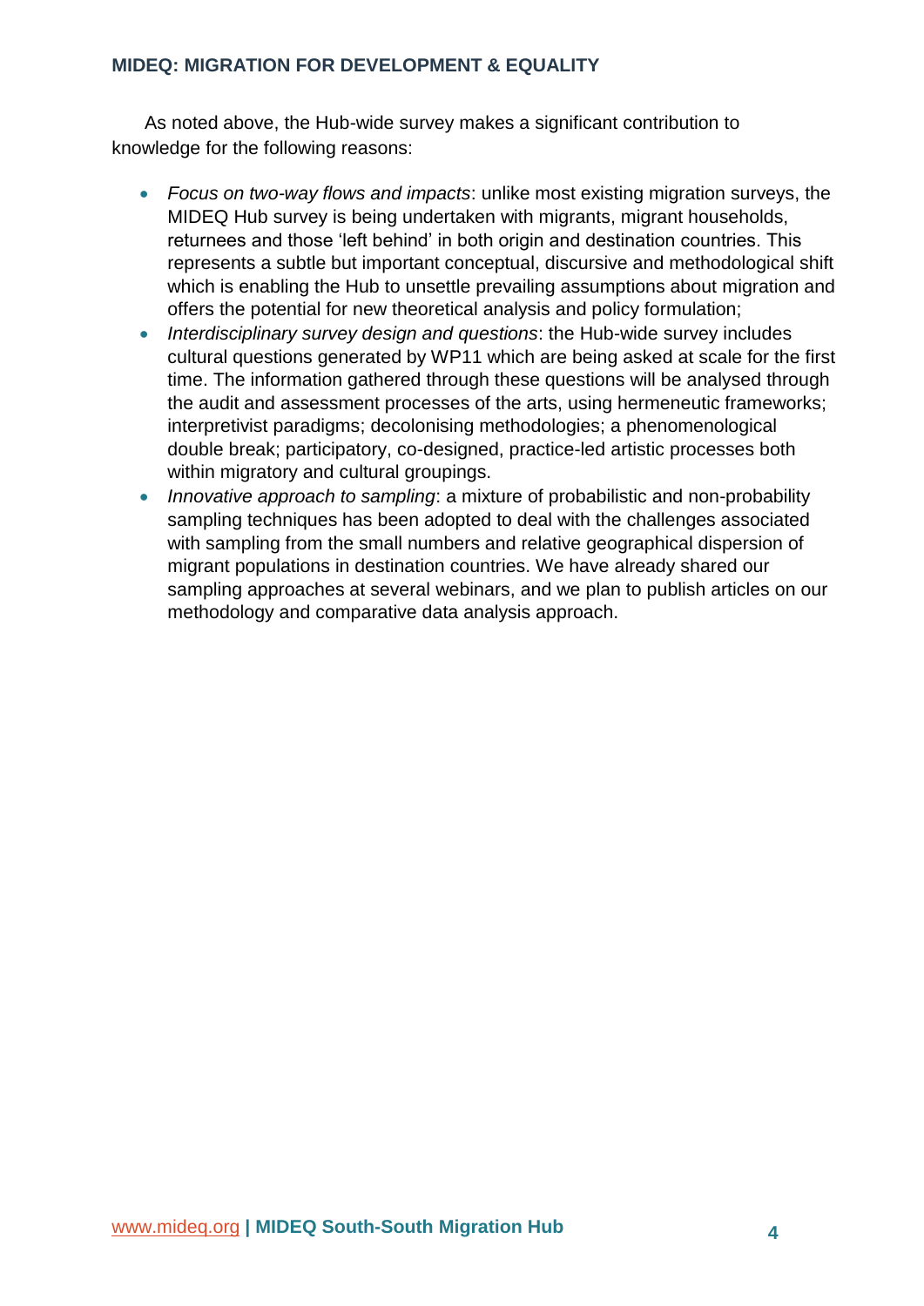As noted above, the Hub-wide survey makes a significant contribution to knowledge for the following reasons:

- *Focus on two-way flows and impacts*: unlike most existing migration surveys, the MIDEQ Hub survey is being undertaken with migrants, migrant households, returnees and those 'left behind' in both origin and destination countries. This represents a subtle but important conceptual, discursive and methodological shift which is enabling the Hub to unsettle prevailing assumptions about migration and offers the potential for new theoretical analysis and policy formulation;
- *Interdisciplinary survey design and questions*: the Hub-wide survey includes cultural questions generated by WP11 which are being asked at scale for the first time. The information gathered through these questions will be analysed through the audit and assessment processes of the arts, using hermeneutic frameworks; interpretivist paradigms; decolonising methodologies; a phenomenological double break; participatory, co-designed, practice-led artistic processes both within migratory and cultural groupings.
- *Innovative approach to sampling*: a mixture of probabilistic and non-probability sampling techniques has been adopted to deal with the challenges associated with sampling from the small numbers and relative geographical dispersion of migrant populations in destination countries. We have already shared our sampling approaches at several webinars, and we plan to publish articles on our methodology and comparative data analysis approach.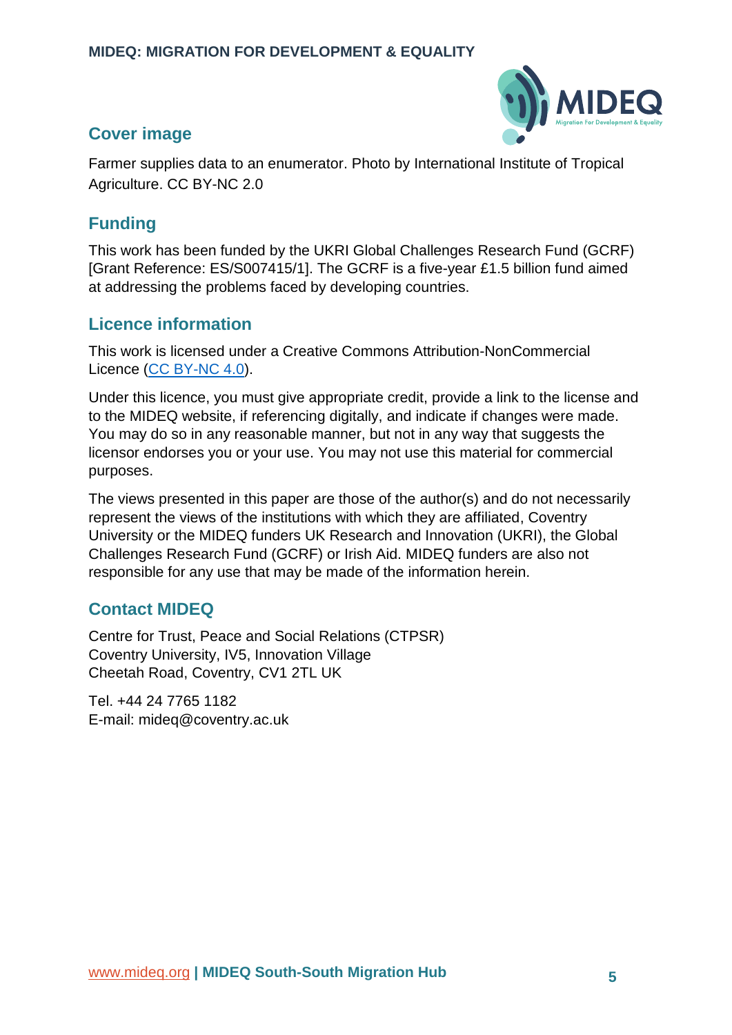## Cover image

Farmer supplies data to an enumerator. Photo by International Institute of Tropical Agriculture. CC BY-NC 2.0

## Funding

This work has been funded by the UKRI Global Challenges Research Fund (GCRF) [Grant Reference: ES/S007415/1]. The GCRF is a five-year £1.5 billion fund aimed at addressing the problems faced by developing countries.

## Licence information

This work is licensed under a Creative Commons Attribution-NonCommercial Licence (CC BY-NC 4.0).

Under this licence, you must give appropriate credit, provide a link to the license and to the MIDEQ website, if referencing digitally, and indicate if changes were made. You may do so in any reasonable manner, but not in any way that suggests the licensor endorses you or your use. You may not use this material for commercial purposes.

The views presented in this paper are those of the author(s) and do not necessarily represent the views of the institutions with which they are affiliated, Coventry University or the MIDEQ funders UK Research and Innovation (UKRI), the Global Challenges Research Fund (GCRF) or Irish Aid. MIDEQ funders are also not responsible for any use that may be made of the information herein.

## Contact MIDEQ

Centre for Trust, Peace and Social Relations (CTPSR)
Coventry University, IV5, Innovation Village
Cheetah Road, Coventry, CV1 2TL UK

Tel. +44 24 7765 1182
E-mail: mideq@coventry.ac.uk